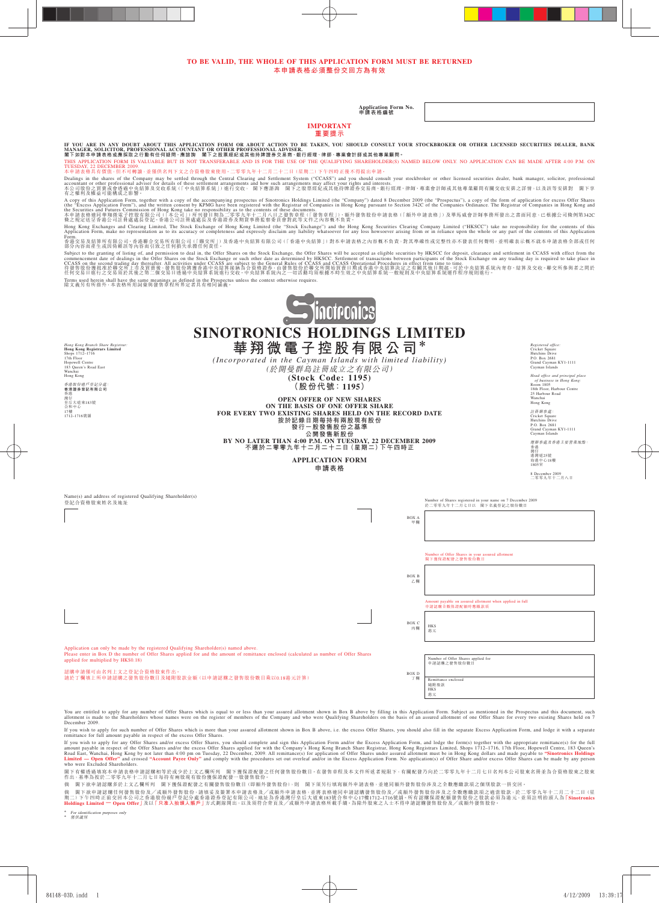**TO BE VALID, THE WHOLE OF THIS APPLICATION FORM MUST BE RETURNED**
**本申請表格必須整份交回方為有效**

Application Form No.
申請表格編號

## IMPORTANT
## 重要提示

**IF YOU ARE IN ANY DOUBT ABOUT THIS APPLICATION FORM OR ABOUT ACTION TO BE TAKEN, YOU SHOULD CONSULT YOUR STOCKBROKER OR OTHER LICENSED SECURITIES DEALER, BANK MANAGER, SOLICITOR, PROFESSIONAL ACCOUNTANT OR OTHER PROFESSIONAL ADVISER.**
**閣下如對本申請表格或應採取之行動有任何疑問，應諮詢 閣下之股票經紀或其他持牌證券交易商、銀行經理、律師、專業會計師或其他專業顧問。**

THIS APPLICATION FORM IS VALUABLE BUT IS NOT TRANSFERABLE AND IS FOR THE USE OF THE QUALIFYING SHAREHOLDER(S) NAMED BELOW ONLY. NO APPLICATION CAN BE MADE AFTER 4:00 P.M. ON TUESDAY, 22 DECEMBER 2009.
本申請表格具有價值，但不可轉讓，並僅供名列下文之合資格股東使用。二零零九年十二月二十二日（星期二）下午四時正後不得提出申請。

Dealings in the shares of the Company may be settled through the Central Clearing and Settlement System ("CCASS") and you should consult your stockbroker or other licensed securities dealer, bank manager, solicitor, professional accountant or other professional adviser for details of these settlement arrangements and how such arrangements may affect your rights and interests.
本公司股份之買賣或會透過中央結算及交收系統（「中央結算系統」）進行交收， 閣下應諮詢 閣下之股票經紀或其他持牌證券交易商、銀行經理、律師、專業會計師或其他專業顧問有關交收安排之詳情，以及該等安排對 閣下享有之權利及權益可能構成之影響。

A copy of this Application Form, together with a copy of the accompanying prospectus of Sinotronics Holdings Limited (the "Company") dated 8 December 2009 (the "Prospectus"), a copy of the form of application for excess Offer Shares (the "Excess Application Form"), and the written consent by KPMG have been registered with the Registrar of Companies in Hong Kong pursuant to Section 342C of the Companies Ordinance. The Registrar of Companies in Hong Kong and the Securities and Futures Commission of Hong Kong take no responsibility as to the contents of these documents.
本申請表格連同華翔微電子控股有限公司（「本公司」）所刊發日期為二零零九年十二月八日之發售章程（「發售章程」）、額外發售股份申請表格（「額外申請表格」）及畢馬威會計師事務所發出之書面同意，已根據公司條例第342C條之規定送呈香港公司註冊處處長登記。香港公司註冊處處長及香港證券及期貨事務監察委員會對此等文件之內容概不負責。

Hong Kong Exchanges and Clearing Limited, The Stock Exchange of Hong Kong Limited (the "Stock Exchange") and the Hong Kong Securities Clearing Company Limited ("HKSCC") take no responsibility for the contents of this Application Form, make no representation as to its accuracy or completeness and expressly disclaim any liability whatsoever for any loss howsoever arising from or in reliance upon the whole or any part of the contents of this Application Form.
香港交易及結算所有限公司、香港聯合交易所有限公司（「聯交所」）及香港中央結算有限公司（「香港中央結算」）對本申請表格之內容概不負責，對其準確性或完整性亦不發表任何聲明，並明確表示概不就本申請表格全部或任何部分內容而產生或因倚賴該等內容而引致之任何損失承擔任何責任。

Subject to the granting of listing of, and permission to deal in, the Offer Shares on the Stock Exchange, the Offer Shares will be accepted as eligible securities by HKSCC for deposit, clearance and settlement in CCASS with effect from the commencement date of dealings in the Offer Shares on the Stock Exchange or such other date as determined by HKSCC. Settlement of transactions between participants of the Stock Exchange on any trading day is required to take place in CCASS on the second trading day thereafter. All activities under CCASS are subject to the General Rules of CCASS and CCASS Operational Procedures in effect from time to time.
待發售股份獲批准於聯交所上市及買賣後，發售股份將獲香港中央結算接納為合資格證券，由發售股份於聯交所開始買賣當日或香港中央結算決定之有關其他日期起，可於中央結算系統內寄存、結算及交收。聯交所參與者之間於任何交易日進行之交易須於其後之第二個交易日透過中央結算系統進行交收。中央結算系統內之一切活動均須根據不時生效之中央結算系統一般規則及中央結算系統運作程序規則進行。

Terms used herein shall have the same meanings as defined in the Prospectus unless the context otherwise requires.
除文義另有所指外，本表格所用詞彙與發售章程所界定者具有相同涵義。

*Hong Kong Branch Share Registrar:*
**Hong Kong Registrars Limited**
Shops 1712–1716
17th Floor
Hopewell Centre
183 Queen's Road East
Wanchai
Hong Kong

*香港股份過戶登記分處：*
**香港證券登記有限公司**
香港
灣仔
皇后大道東183號
合和中心
17樓
1712–1716號舖

# SINOTRONICS HOLDINGS LIMITED
# 華翔微電子控股有限公司*

*(Incorporated in the Cayman Islands with limited liability)*
*（於開曼群島註冊成立之有限公司）*
**(Stock Code: 1195)**
**（股份代號：1195）**

**OPEN OFFER OF NEW SHARES**
**ON THE BASIS OF ONE OFFER SHARE**
**FOR EVERY TWO EXISTING SHARES HELD ON THE RECORD DATE**
**按於記錄日期每持有兩股現有股份**
**發行一股發售股份之基準**
**公開發售新股份**

**BY NO LATER THAN 4:00 P.M. ON TUESDAY, 22 DECEMBER 2009**
**不遲於二零零九年十二月二十二日（星期二）下午四時正**

**APPLICATION FORM**
**申請表格**

*Registered office:*
Cricket Square
Hutchins Drive
P.O. Box 2681
Grand Cayman KY1-1111
Cayman Islands

*Head office and principal place of business in Hong Kong:*
Room 1805
18th Floor, Harbour Centre
25 Harbour Road
Wanchai
Hong Kong

*註冊辦事處：*
Cricket Square
Hutchins Drive
P.O. Box 2681
Grand Cayman KY1-1111
Cayman Islands

*總辦事處及香港主要營業地點：*
香港
灣仔
港灣道25號
海港中心18樓
1805室

8 December 2009
二零零九年十二月八日

Name(s) and address of registered Qualifying Shareholder(s)
登記合資格股東姓名及地址

| | | |
|---|---|---|
| BOX A 甲欄 | Number of Shares registered in your name on 7 December 2009 於二零零九年十二月七日以 閣下名義登記之股份數目 | |
| BOX B 乙欄 | Number of Offer Shares in your assured allotment 閣下獲保證配發之發售股份數目 | |
| BOX C 丙欄 | Amount payable on assured allotment when applied in full 申請認購全數保證配額時應繳款項 | HK$ 港元 |
| BOX D 丁欄 | Number of Offer Shares applied for 申請認購之發售股份數目 | |
| | Remittance enclosed 隨附股款 HK$ 港元 | |

Application can only be made by the registered Qualifying Shareholder(s) named above.
Please enter in Box D the number of Offer Shares applied for and the amount of remittance enclosed (calculated as number of Offer Shares applied for multiplied by HK$0.18)

認購申請僅可由名列上文之登記合資格股東作出。
請於丁欄填上所申請認購之發售股份數目及隨附股款金額（以申請認購之發售股份數目乘以0.18港元計算）

You are entitled to apply for any number of Offer Shares which is equal to or less than your assured allotment shown in Box B above by filling in this Application Form. Subject as mentioned in the Prospectus and this document, such allotment is made to the Shareholders whose names were on the register of members of the Company and who were Qualifying Shareholders on the basis of an assured allotment of one Offer Share for every two existing Shares held on 7 December 2009.

If you wish to apply for such number of Offer Shares which is more than your assured allotment shown in Box B above, i.e. the excess Offer Shares, you should also fill in the separate Excess Application Form, and lodge it with a separate remittance for full amount payable in respect of the excess Offer Shares.

If you wish to apply for any Offer Shares and/or excess Offer Shares, you should complete and sign this Application Form and/or the Excess Application Form, and lodge the form(s) together with the appropriate remittance(s) for the full amount payable in respect of the Offer Shares and/or the excess Offer Shares applied for with the Company's Hong Kong Branch Share Registrar, Hong Kong Registrars Limited, Shops 1712–1716, 17th Floor, Hopewell Centre, 183 Queen's Road East, Wanchai, Hong Kong by not later than 4:00 pm on Tuesday, 22 December, 2009. All remittance(s) for application of Offer Shares under assured allotment must be in Hong Kong dollars and made payable to **"Sinotronics Holdings Limited — Open Offer"** and crossed **"Account Payee Only"** and comply with the procedures set out overleaf and/or in the Excess Application Form. No application(s) of Offer Share and/or excess Offer Shares can be made by any person who were Excluded Shareholders.

閣下有權透過填寫本申請表格申請認購相等於或少於上文乙欄所列 閣下獲保證配發之任何發售股份數目。在發售章程及本文件所述者規限下，有關配發乃向於二零零九年十二月七日名列本公司股東名冊並為合資格股東之股東作出，基準為按於二零零九年十二月七日每持有兩股現有股份獲保證配發一股發售股份。

倘 閣下欲申請認購多於上文乙欄所列 閣下獲保證配發之有關發售股份數目（即額外發售股份），則 閣下須另行填寫額外申請表格，並連同額外發售股份涉及之全數應繳款項之個別股款一併交回。

倘 閣下欲申請認購任何發售股份及／或額外發售股份，請填妥及簽署本申請表格及／或額外申請表格，並將表格連同申請認購發售股份及／或額外發售股份涉及之全數應繳款項之適當股款，於二零零九年十二月二十二日（星期二）下午四時正前交回本公司之香港股份過戶登記分處香港證券登記有限公司，地址為香港灣仔皇后大道東183號合和中心17樓1712–1716號舖。所有認購保證配額發售股份之股款必須為港元，並須註明抬頭人為「**Sinotronics Holdings Limited — Open Offer**」及以「**只准入抬頭人賬戶**」方式劃線開出，以及須符合背頁及／或額外申請表格所載手續。為除外股東之人士不得申請認購發售股份及／或額外發售股份。

\* *For identification purposes only*
\* *僅供識別*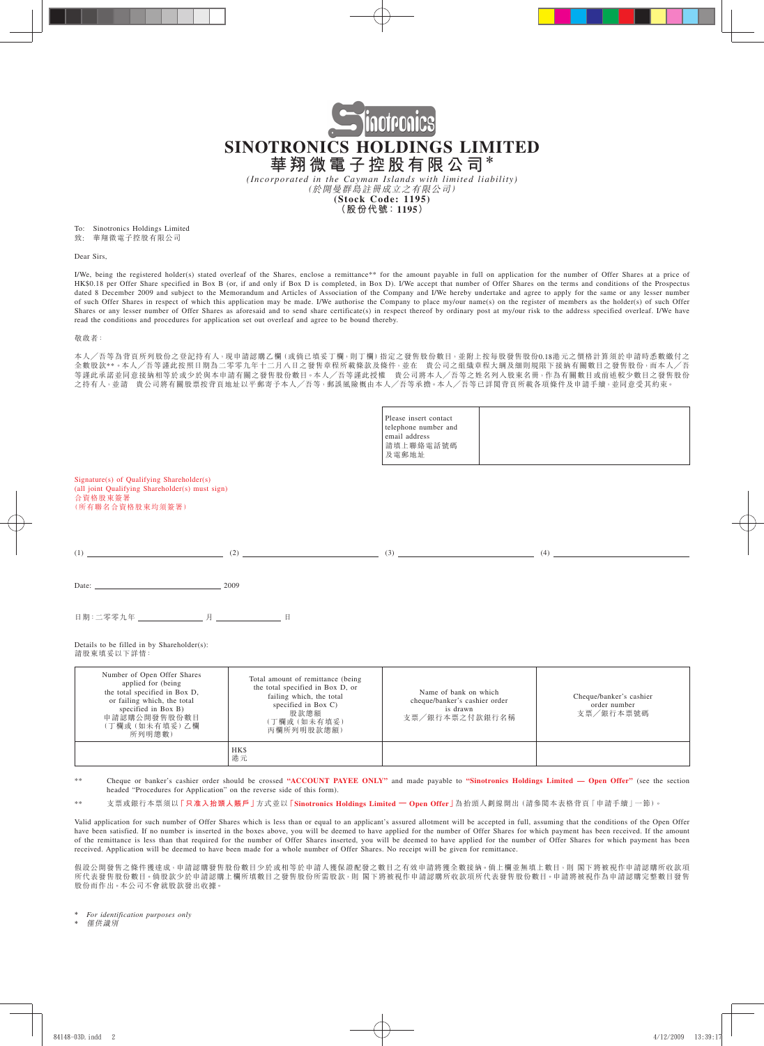# SINOTRONICS HOLDINGS LIMITED
# 華翔微電子控股有限公司*

*(Incorporated in the Cayman Islands with limited liability)*
*(於開曼群島註冊成立之有限公司)*
**(Stock Code: 1195)**
**(股份代號：1195)**

To: Sinotronics Holdings Limited
致： 華翔微電子控股有限公司

Dear Sirs,

I/We, being the registered holder(s) stated overleaf of the Shares, enclose a remittance** for the amount payable in full on application for the number of Offer Shares at a price of HK$0.18 per Offer Share specified in Box B (or, if and only if Box D is completed, in Box D). I/We accept that number of Offer Shares on the terms and conditions of the Prospectus dated 8 December 2009 and subject to the Memorandum and Articles of Association of the Company and I/We hereby undertake and agree to apply for the same or any lesser number of such Offer Shares in respect of which this application may be made. I/We authorise the Company to place my/our name(s) on the register of members as the holder(s) of such Offer Shares or any lesser number of Offer Shares as aforesaid and to send share certificate(s) in respect thereof by ordinary post at my/our risk to the address specified overleaf. I/We have read the conditions and procedures for application set out overleaf and agree to be bound thereby.

敬啟者：

本人／吾等為背頁所列股份之登記持有人，現申請認購乙欄（或倘已填妥丁欄，則丁欄）指定之發售股份數目，並附上按每股發售股份0.18港元之價格計算須於申請時悉數繳付之全數股款**。本人／吾等謹此按照日期為二零零九年十二月八日之發售章程所載條款及條件，並在　貴公司之組織章程大綱及細則規限下接納有關數目之發售股份，而本人／吾等謹此承諾並同意接納相等於或少於與本申請有關之發售股份數目。本人／吾等謹此授權　貴公司將本人／吾等之姓名列入股東名冊，作為有關數目或前述較少數目之發售股份之持有人，並請　貴公司將有關股票按背頁地址以平郵寄予本人／吾等，郵誤風險概由本人／吾等承擔。本人／吾等已詳閱背頁所載各項條件及申請手續，並同意受其約束。

| Please insert contact telephone number and email address 請填上聯絡電話號碼及電郵地址 | |
|---|---|

Signature(s) of Qualifying Shareholder(s)
(all joint Qualifying Shareholder(s) must sign)
合資格股東簽署
（所有聯名合資格股東均須簽署）

(1) ______________________ (2) ______________________ (3) ______________________ (4) ______________________

Date: ______________________ 2009

日期：二零零九年 ____________ 月 ____________ 日

Details to be filled in by Shareholder(s):
請股東填妥以下詳情：

| Number of Open Offer Shares applied for (being the total specified in Box D, or failing which, the total specified in Box B) 申請認購公開發售股份數目（丁欄或（如未有填妥）乙欄所列明總數） | Total amount of remittance (being the total specified in Box D, or failing which, the total specified in Box C) 股款總額（丁欄或（如未有填妥）丙欄所列明股款總額） | Name of bank on which cheque/banker's cashier order is drawn 支票／銀行本票之付款銀行名稱 | Cheque/banker's cashier order number 支票／銀行本票號碼 |
|---|---|---|---|
| | HK$ 港元 | | |

** Cheque or banker's cashier order should be crossed **"ACCOUNT PAYEE ONLY"** and made payable to **"Sinotronics Holdings Limited — Open Offer"** (see the section headed "Procedures for Application" on the reverse side of this form).

** 支票或銀行本票須以「**只准入抬頭人賬戶**」方式並以「**Sinotronics Holdings Limited — Open Offer**」為抬頭人劃線開出（請參閱本表格背頁「申請手續」一節）。

Valid application for such number of Offer Shares which is less than or equal to an applicant's assured allotment will be accepted in full, assuming that the conditions of the Open Offer have been satisfied. If no number is inserted in the boxes above, you will be deemed to have applied for the number of Offer Shares for which payment has been received. If the amount of the remittance is less than that required for the number of Offer Shares inserted, you will be deemed to have applied for the number of Offer Shares for which payment has been received. Application will be deemed to have been made for a whole number of Offer Shares. No receipt will be given for remittance.

假設公開發售之條件獲達成，申請認購發售股份數目少於或相等於申請人獲保證配發之數目之有效申請將獲全數接納。倘上欄並無填上數目，則 閣下將被視作申請認購所收款項所代表發售股份數目。倘股款少於申請認購上欄所填數目之發售股份所需股款，則 閣下將被視作申請認購所收款項所代表發售股份數目。申請將被視作為申請認購完整數目發售股份而作出。本公司不會就股款發出收據。

\* *For identification purposes only*
\* *僅供識別*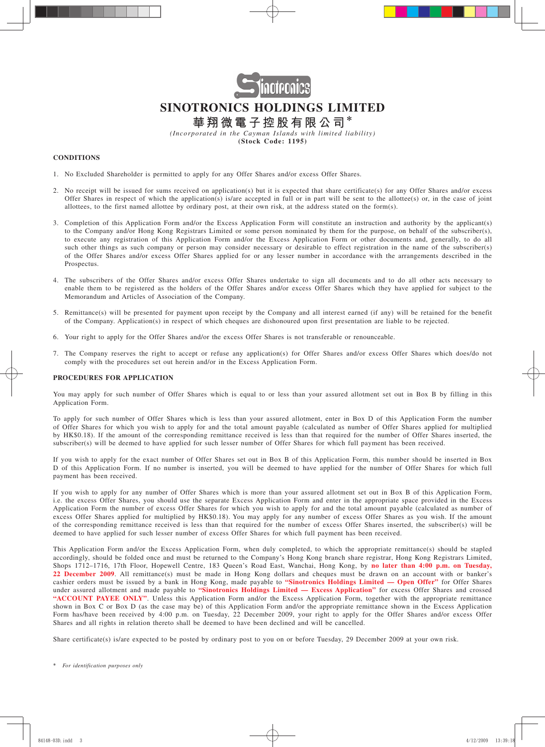# SINOTRONICS HOLDINGS LIMITED

# 華翔微電子控股有限公司*

*(Incorporated in the Cayman Islands with limited liability)*

**(Stock Code: 1195)**

## CONDITIONS

1. No Excluded Shareholder is permitted to apply for any Offer Shares and/or excess Offer Shares.

2. No receipt will be issued for sums received on application(s) but it is expected that share certificate(s) for any Offer Shares and/or excess Offer Shares in respect of which the application(s) is/are accepted in full or in part will be sent to the allottee(s) or, in the case of joint allottees, to the first named allottee by ordinary post, at their own risk, at the address stated on the form(s).

3. Completion of this Application Form and/or the Excess Application Form will constitute an instruction and authority by the applicant(s) to the Company and/or Hong Kong Registrars Limited or some person nominated by them for the purpose, on behalf of the subscriber(s), to execute any registration of this Application Form and/or the Excess Application Form or other documents and, generally, to do all such other things as such company or person may consider necessary or desirable to effect registration in the name of the subscriber(s) of the Offer Shares and/or excess Offer Shares applied for or any lesser number in accordance with the arrangements described in the Prospectus.

4. The subscribers of the Offer Shares and/or excess Offer Shares undertake to sign all documents and to do all other acts necessary to enable them to be registered as the holders of the Offer Shares and/or excess Offer Shares which they have applied for subject to the Memorandum and Articles of Association of the Company.

5. Remittance(s) will be presented for payment upon receipt by the Company and all interest earned (if any) will be retained for the benefit of the Company. Application(s) in respect of which cheques are dishonoured upon first presentation are liable to be rejected.

6. Your right to apply for the Offer Shares and/or the excess Offer Shares is not transferable or renounceable.

7. The Company reserves the right to accept or refuse any application(s) for Offer Shares and/or excess Offer Shares which does/do not comply with the procedures set out herein and/or in the Excess Application Form.

## PROCEDURES FOR APPLICATION

You may apply for such number of Offer Shares which is equal to or less than your assured allotment set out in Box B by filling in this Application Form.

To apply for such number of Offer Shares which is less than your assured allotment, enter in Box D of this Application Form the number of Offer Shares for which you wish to apply for and the total amount payable (calculated as number of Offer Shares applied for multiplied by HK$0.18). If the amount of the corresponding remittance received is less than that required for the number of Offer Shares inserted, the subscriber(s) will be deemed to have applied for such lesser number of Offer Shares for which full payment has been received.

If you wish to apply for the exact number of Offer Shares set out in Box B of this Application Form, this number should be inserted in Box D of this Application Form. If no number is inserted, you will be deemed to have applied for the number of Offer Shares for which full payment has been received.

If you wish to apply for any number of Offer Shares which is more than your assured allotment set out in Box B of this Application Form, i.e. the excess Offer Shares, you should use the separate Excess Application Form and enter in the appropriate space provided in the Excess Application Form the number of excess Offer Shares for which you wish to apply for and the total amount payable (calculated as number of excess Offer Shares applied for multiplied by HK$0.18). You may apply for any number of excess Offer Shares as you wish. If the amount of the corresponding remittance received is less than that required for the number of excess Offer Shares inserted, the subscriber(s) will be deemed to have applied for such lesser number of excess Offer Shares for which full payment has been received.

This Application Form and/or the Excess Application Form, when duly completed, to which the appropriate remittance(s) should be stapled accordingly, should be folded once and must be returned to the Company's Hong Kong branch share registrar, Hong Kong Registrars Limited, Shops 1712–1716, 17th Floor, Hopewell Centre, 183 Queen's Road East, Wanchai, Hong Kong, by **no later than 4:00 p.m. on Tuesday, 22 December 2009**. All remittance(s) must be made in Hong Kong dollars and cheques must be drawn on an account with or banker's cashier orders must be issued by a bank in Hong Kong, made payable to **"Sinotronics Holdings Limited — Open Offer"** for Offer Shares under assured allotment and made payable to **"Sinotronics Holdings Limited — Excess Application"** for excess Offer Shares and crossed **"ACCOUNT PAYEE ONLY"**. Unless this Application Form and/or the Excess Application Form, together with the appropriate remittance shown in Box C or Box D (as the case may be) of this Application Form and/or the appropriate remittance shown in the Excess Application Form has/have been received by 4:00 p.m. on Tuesday, 22 December 2009, your right to apply for the Offer Shares and/or excess Offer Shares and all rights in relation thereto shall be deemed to have been declined and will be cancelled.

Share certificate(s) is/are expected to be posted by ordinary post to you on or before Tuesday, 29 December 2009 at your own risk.

\* *For identification purposes only*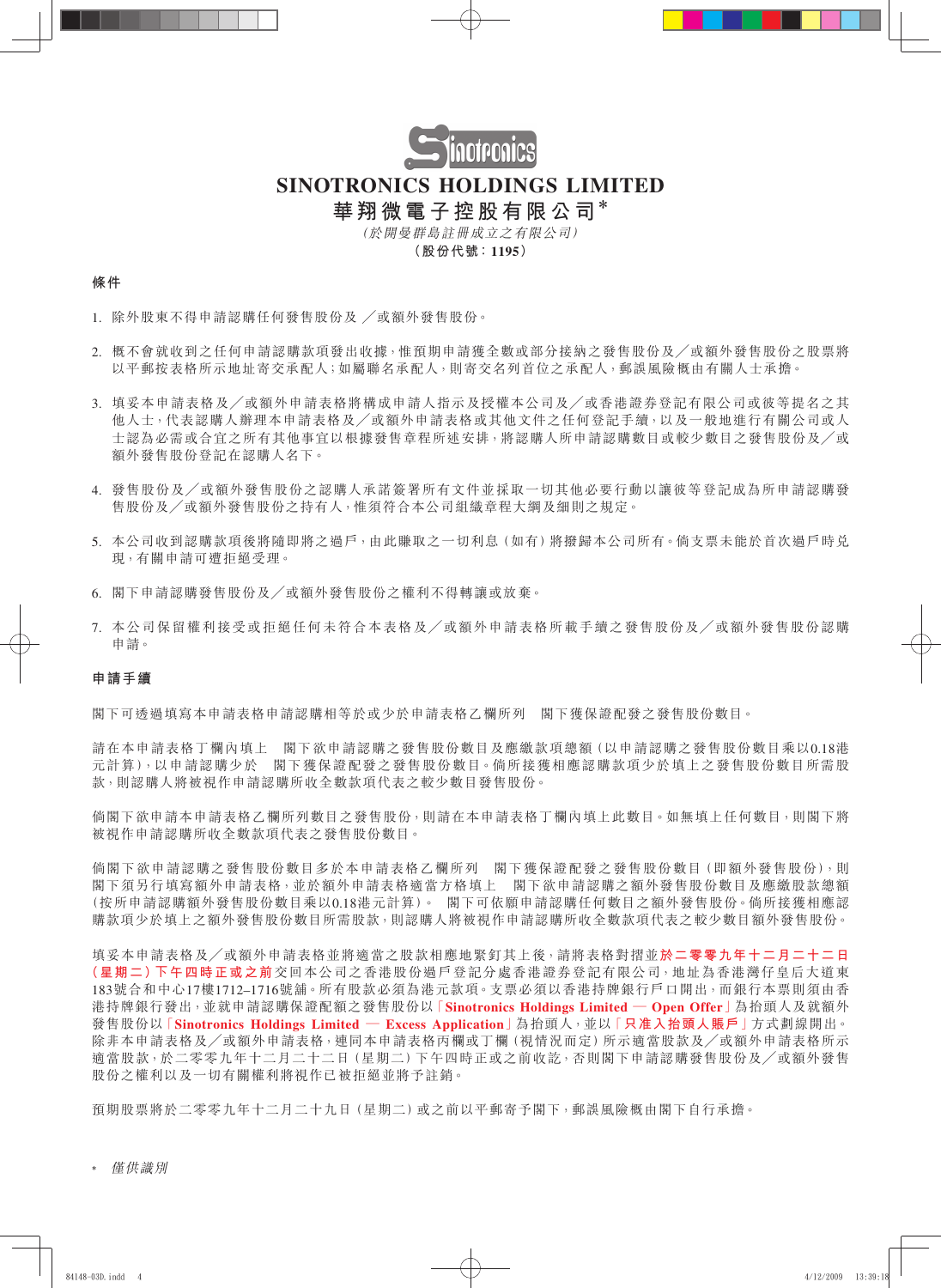# SINOTRONICS HOLDINGS LIMITED

# 華翔微電子控股有限公司*

*（於開曼群島註冊成立之有限公司）*

**（股份代號：1195）**

## 條件

1. 除外股東不得申請認購任何發售股份及／或額外發售股份。

2. 概不會就收到之任何申請認購款項發出收據，惟預期申請獲全數或部分接納之發售股份及／或額外發售股份之股票將以平郵按表格所示地址寄交承配人；如屬聯名承配人，則寄交名列首位之承配人，郵誤風險概由有關人士承擔。

3. 填妥本申請表格及／或額外申請表格將構成申請人指示及授權本公司及／或香港證券登記有限公司或彼等提名之其他人士，代表認購人辦理本申請表格及／或額外申請表格或其他文件之任何登記手續，以及一般地進行有關公司或人士認為必需或合宜之所有其他事宜以根據發售章程所述安排，將認購人所申請認購數目或較少數目之發售股份及／或額外發售股份登記在認購人名下。

4. 發售股份及／或額外發售股份之認購人承諾簽署所有文件並採取一切其他必要行動以讓彼等登記成為所申請認購發售股份及／或額外發售股份之持有人，惟須符合本公司組織章程大綱及細則之規定。

5. 本公司收到認購款項後將隨即將之過戶，由此賺取之一切利息（如有）將撥歸本公司所有。倘支票未能於首次過戶時兌現，有關申請可遭拒絕受理。

6. 閣下申請認購發售股份及／或額外發售股份之權利不得轉讓或放棄。

7. 本公司保留權利接受或拒絕任何未符合本表格及／或額外申請表格所載手續之發售股份及／或額外發售股份認購申請。

## 申請手續

閣下可透過填寫本申請表格申請認購相等於或少於申請表格乙欄所列　閣下獲保證配發之發售股份數目。

請在本申請表格丁欄內填上　閣下欲申請認購之發售股份數目及應繳款項總額（以申請認購之發售股份數目乘以0.18港元計算），以申請認購少於　閣下獲保證配發之發售股份數目。倘所接獲相應認購款項少於填上之發售股份數目所需股款，則認購人將被視作申請認購所收全數款項代表之較少數目發售股份。

倘閣下欲申請本申請表格乙欄所列數目之發售股份，則請在本申請表格丁欄內填上此數目。如無填上任何數目，則閣下將被視作申請認購所收全數款項代表之發售股份數目。

倘閣下欲申請認購之發售股份數目多於本申請表格乙欄所列　閣下獲保證配發之發售股份數目（即額外發售股份），則閣下須另行填寫額外申請表格，並於額外申請表格適當方格填上　閣下欲申請認購之額外發售股份數目及應繳股款總額（按所申請認購額外發售股份數目乘以0.18港元計算）。　閣下可依願申請認購任何數目之額外發售股份。倘所接獲相應認購款項少於填上之額外發售股份數目所需股款，則認購人將被視作申請認購所收全數款項代表之較少數目額外發售股份。

填妥本申請表格及／或額外申請表格並將適當之股款相應地緊釘其上後，請將表格對摺並**於二零零九年十二月二十二日（星期二）下午四時正或之前**交回本公司之香港股份過戶登記分處香港證券登記有限公司，地址為香港灣仔皇后大道東183號合和中心17樓1712–1716號舖。所有股款必須為港元款項。支票必須以香港持牌銀行戶口開出，而銀行本票則須由香港持牌銀行發出，並就申請認購保證配額之發售股份以「**Sinotronics Holdings Limited — Open Offer**」為抬頭人及就額外發售股份以「**Sinotronics Holdings Limited — Excess Application**」為抬頭人，並以「**只准入抬頭人賬戶**」方式劃線開出。除非本申請表格及／或額外申請表格，連同本申請表格丙欄或丁欄（視情況而定）所示適當股款及／或額外申請表格所示適當股款，於二零零九年十二月二十二日（星期二）下午四時正或之前收訖，否則閣下申請認購發售股份及／或額外發售股份之權利以及一切有關權利將視作已被拒絕並將予註銷。

預期股票將於二零零九年十二月二十九日（星期二）或之前以平郵寄予閣下，郵誤風險概由閣下自行承擔。

\* *僅供識別*